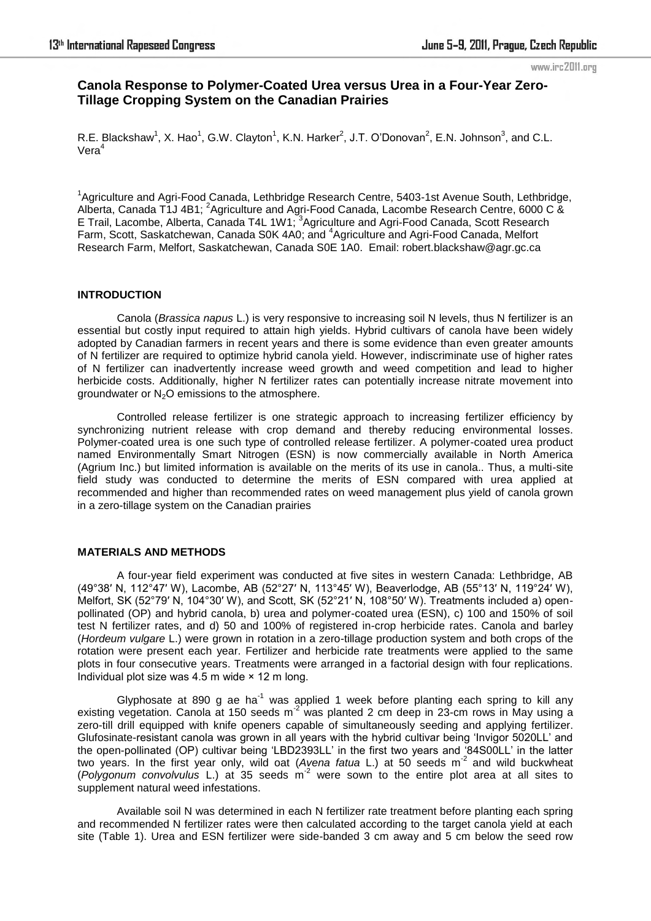# Canola Response to Polymer-Coated Urea versus Urea in a Four-Year Zero-Tillage Cropping System on the Canadian Prairies

R.E. Blackshaw[1], X. Hao[1], G.W. Clayton[1], K.N. Harker[2], J.T. O'Donovan[2], E.N. Johnson[3], and C.L. Vera[4]

[1]Agriculture and Agri-Food Canada, Lethbridge Research Centre, 5403-1st Avenue South, Lethbridge, Alberta, Canada T1J 4B1; [2]Agriculture and Agri-Food Canada, Lacombe Research Centre, 6000 C & E Trail, Lacombe, Alberta, Canada T4L 1W1; [3]Agriculture and Agri-Food Canada, Scott Research Farm, Scott, Saskatchewan, Canada S0K 4A0; and [4]Agriculture and Agri-Food Canada, Melfort Research Farm, Melfort, Saskatchewan, Canada S0E 1A0. Email: robert.blackshaw@agr.gc.ca

## INTRODUCTION

Canola (*Brassica napus* L.) is very responsive to increasing soil N levels, thus N fertilizer is an essential but costly input required to attain high yields. Hybrid cultivars of canola have been widely adopted by Canadian farmers in recent years and there is some evidence than even greater amounts of N fertilizer are required to optimize hybrid canola yield. However, indiscriminate use of higher rates of N fertilizer can inadvertently increase weed growth and weed competition and lead to higher herbicide costs. Additionally, higher N fertilizer rates can potentially increase nitrate movement into groundwater or $N_2O$ emissions to the atmosphere.

Controlled release fertilizer is one strategic approach to increasing fertilizer efficiency by synchronizing nutrient release with crop demand and thereby reducing environmental losses. Polymer-coated urea is one such type of controlled release fertilizer. A polymer-coated urea product named Environmentally Smart Nitrogen (ESN) is now commercially available in North America (Agrium Inc.) but limited information is available on the merits of its use in canola.. Thus, a multi-site field study was conducted to determine the merits of ESN compared with urea applied at recommended and higher than recommended rates on weed management plus yield of canola grown in a zero-tillage system on the Canadian prairies

## MATERIALS AND METHODS

A four-year field experiment was conducted at five sites in western Canada: Lethbridge, AB (49°38′ N, 112°47′ W), Lacombe, AB (52°27′ N, 113°45′ W), Beaverlodge, AB (55°13′ N, 119°24′ W), Melfort, SK (52°79′ N, 104°30′ W), and Scott, SK (52°21′ N, 108°50′ W). Treatments included a) open-pollinated (OP) and hybrid canola, b) urea and polymer-coated urea (ESN), c) 100 and 150% of soil test N fertilizer rates, and d) 50 and 100% of registered in-crop herbicide rates. Canola and barley (*Hordeum vulgare* L.) were grown in rotation in a zero-tillage production system and both crops of the rotation were present each year. Fertilizer and herbicide rate treatments were applied to the same plots in four consecutive years. Treatments were arranged in a factorial design with four replications. Individual plot size was 4.5 m wide × 12 m long.

Glyphosate at 890 g ae $ha^{-1}$ was applied 1 week before planting each spring to kill any existing vegetation. Canola at 150 seeds $m^{-2}$ was planted 2 cm deep in 23-cm rows in May using a zero-till drill equipped with knife openers capable of simultaneously seeding and applying fertilizer. Glufosinate-resistant canola was grown in all years with the hybrid cultivar being 'Invigor 5020LL' and the open-pollinated (OP) cultivar being 'LBD2393LL' in the first two years and '84S00LL' in the latter two years. In the first year only, wild oat (*Avena fatua* L.) at 50 seeds $m^{-2}$ and wild buckwheat (*Polygonum convolvulus* L.) at 35 seeds $m^{-2}$ were sown to the entire plot area at all sites to supplement natural weed infestations.

Available soil N was determined in each N fertilizer rate treatment before planting each spring and recommended N fertilizer rates were then calculated according to the target canola yield at each site (Table 1). Urea and ESN fertilizer were side-banded 3 cm away and 5 cm below the seed row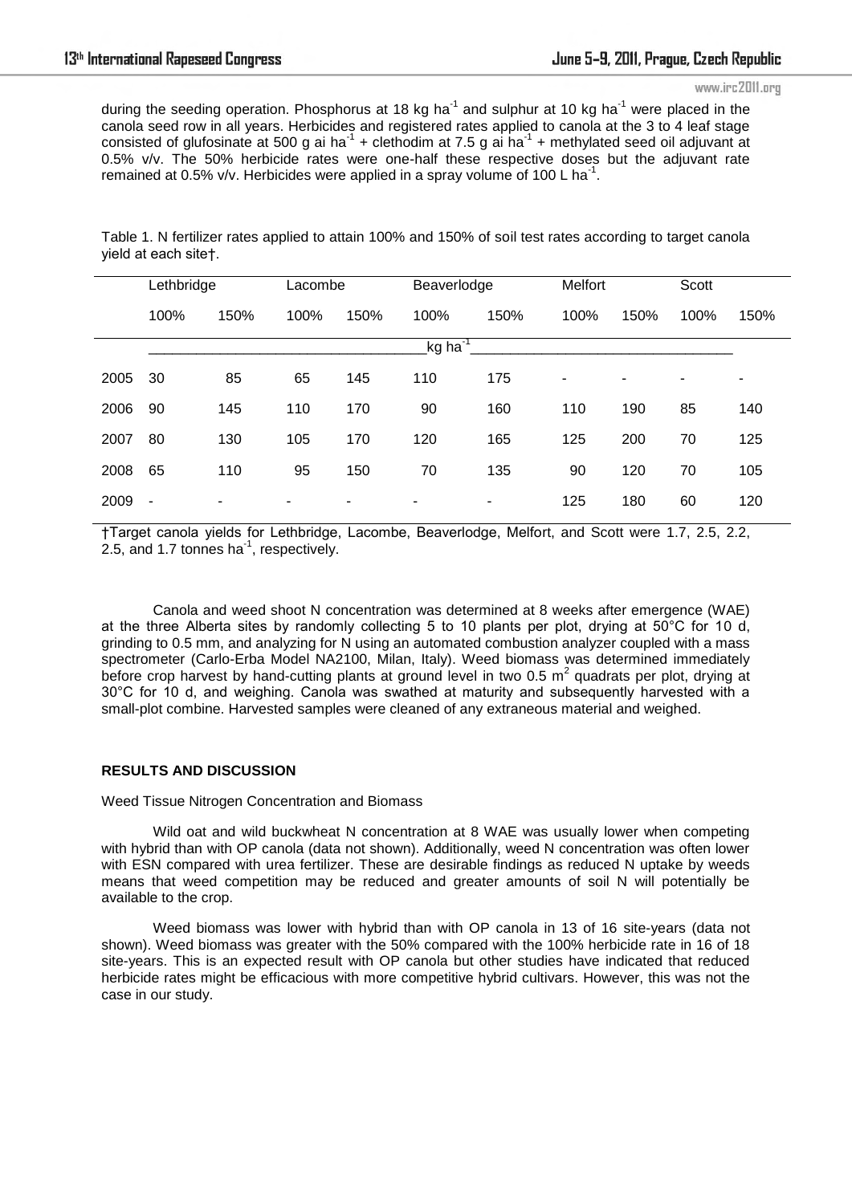during the seeding operation. Phosphorus at 18 kg ha$^{-1}$ and sulphur at 10 kg ha$^{-1}$ were placed in the canola seed row in all years. Herbicides and registered rates applied to canola at the 3 to 4 leaf stage consisted of glufosinate at 500 g ai ha$^{-1}$ + clethodim at 7.5 g ai ha$^{-1}$ + methylated seed oil adjuvant at 0.5% v/v. The 50% herbicide rates were one-half these respective doses but the adjuvant rate remained at 0.5% v/v. Herbicides were applied in a spray volume of 100 L ha$^{-1}$.

Table 1. N fertilizer rates applied to attain 100% and 150% of soil test rates according to target canola yield at each site†.

| | Lethbridge | | Lacombe | | Beaverlodge | | Melfort | | Scott | |
|---|---|---|---|---|---|---|---|---|---|---|
| | 100% | 150% | 100% | 150% | 100% | 150% | 100% | 150% | 100% | 150% |
| | kg ha$^{-1}$ | | | | | | | | | |
| 2005 | 30 | 85 | 65 | 145 | 110 | 175 | - | - | - | - |
| 2006 | 90 | 145 | 110 | 170 | 90 | 160 | 110 | 190 | 85 | 140 |
| 2007 | 80 | 130 | 105 | 170 | 120 | 165 | 125 | 200 | 70 | 125 |
| 2008 | 65 | 110 | 95 | 150 | 70 | 135 | 90 | 120 | 70 | 105 |
| 2009 | - | - | - | - | - | - | 125 | 180 | 60 | 120 |

†Target canola yields for Lethbridge, Lacombe, Beaverlodge, Melfort, and Scott were 1.7, 2.5, 2.2, 2.5, and 1.7 tonnes ha$^{-1}$, respectively.

Canola and weed shoot N concentration was determined at 8 weeks after emergence (WAE) at the three Alberta sites by randomly collecting 5 to 10 plants per plot, drying at 50°C for 10 d, grinding to 0.5 mm, and analyzing for N using an automated combustion analyzer coupled with a mass spectrometer (Carlo-Erba Model NA2100, Milan, Italy). Weed biomass was determined immediately before crop harvest by hand-cutting plants at ground level in two 0.5 m$^2$ quadrats per plot, drying at 30°C for 10 d, and weighing. Canola was swathed at maturity and subsequently harvested with a small-plot combine. Harvested samples were cleaned of any extraneous material and weighed.

## RESULTS AND DISCUSSION

Weed Tissue Nitrogen Concentration and Biomass

Wild oat and wild buckwheat N concentration at 8 WAE was usually lower when competing with hybrid than with OP canola (data not shown). Additionally, weed N concentration was often lower with ESN compared with urea fertilizer. These are desirable findings as reduced N uptake by weeds means that weed competition may be reduced and greater amounts of soil N will potentially be available to the crop.

Weed biomass was lower with hybrid than with OP canola in 13 of 16 site-years (data not shown). Weed biomass was greater with the 50% compared with the 100% herbicide rate in 16 of 18 site-years. This is an expected result with OP canola but other studies have indicated that reduced herbicide rates might be efficacious with more competitive hybrid cultivars. However, this was not the case in our study.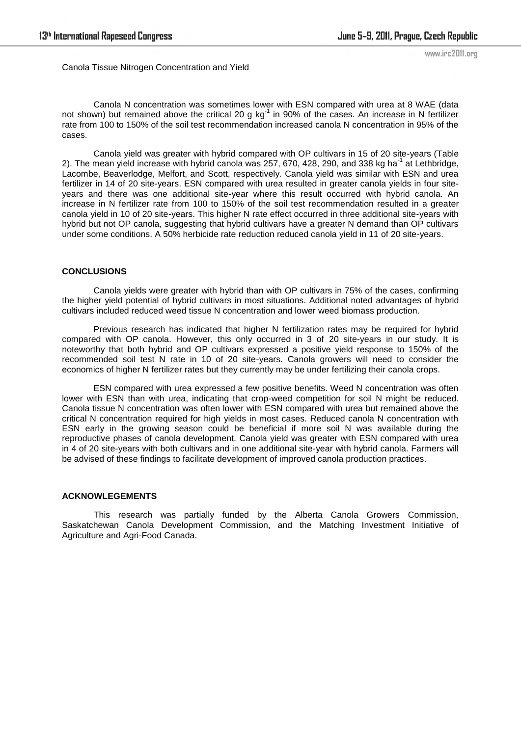Canola Tissue Nitrogen Concentration and Yield

Canola N concentration was sometimes lower with ESN compared with urea at 8 WAE (data not shown) but remained above the critical 20 g $kg^{-1}$ in 90% of the cases. An increase in N fertilizer rate from 100 to 150% of the soil test recommendation increased canola N concentration in 95% of the cases.

Canola yield was greater with hybrid compared with OP cultivars in 15 of 20 site-years (Table 2). The mean yield increase with hybrid canola was 257, 670, 428, 290, and 338 kg $ha^{-1}$ at Lethbridge, Lacombe, Beaverlodge, Melfort, and Scott, respectively. Canola yield was similar with ESN and urea fertilizer in 14 of 20 site-years. ESN compared with urea resulted in greater canola yields in four site-years and there was one additional site-year where this result occurred with hybrid canola. An increase in N fertilizer rate from 100 to 150% of the soil test recommendation resulted in a greater canola yield in 10 of 20 site-years. This higher N rate effect occurred in three additional site-years with hybrid but not OP canola, suggesting that hybrid cultivars have a greater N demand than OP cultivars under some conditions. A 50% herbicide rate reduction reduced canola yield in 11 of 20 site-years.

## CONCLUSIONS

Canola yields were greater with hybrid than with OP cultivars in 75% of the cases, confirming the higher yield potential of hybrid cultivars in most situations. Additional noted advantages of hybrid cultivars included reduced weed tissue N concentration and lower weed biomass production.

Previous research has indicated that higher N fertilization rates may be required for hybrid compared with OP canola. However, this only occurred in 3 of 20 site-years in our study. It is noteworthy that both hybrid and OP cultivars expressed a positive yield response to 150% of the recommended soil test N rate in 10 of 20 site-years. Canola growers will need to consider the economics of higher N fertilizer rates but they currently may be under fertilizing their canola crops.

ESN compared with urea expressed a few positive benefits. Weed N concentration was often lower with ESN than with urea, indicating that crop-weed competition for soil N might be reduced. Canola tissue N concentration was often lower with ESN compared with urea but remained above the critical N concentration required for high yields in most cases. Reduced canola N concentration with ESN early in the growing season could be beneficial if more soil N was available during the reproductive phases of canola development. Canola yield was greater with ESN compared with urea in 4 of 20 site-years with both cultivars and in one additional site-year with hybrid canola. Farmers will be advised of these findings to facilitate development of improved canola production practices.

## ACKNOWLEGEMENTS

This research was partially funded by the Alberta Canola Growers Commission, Saskatchewan Canola Development Commission, and the Matching Investment Initiative of Agriculture and Agri-Food Canada.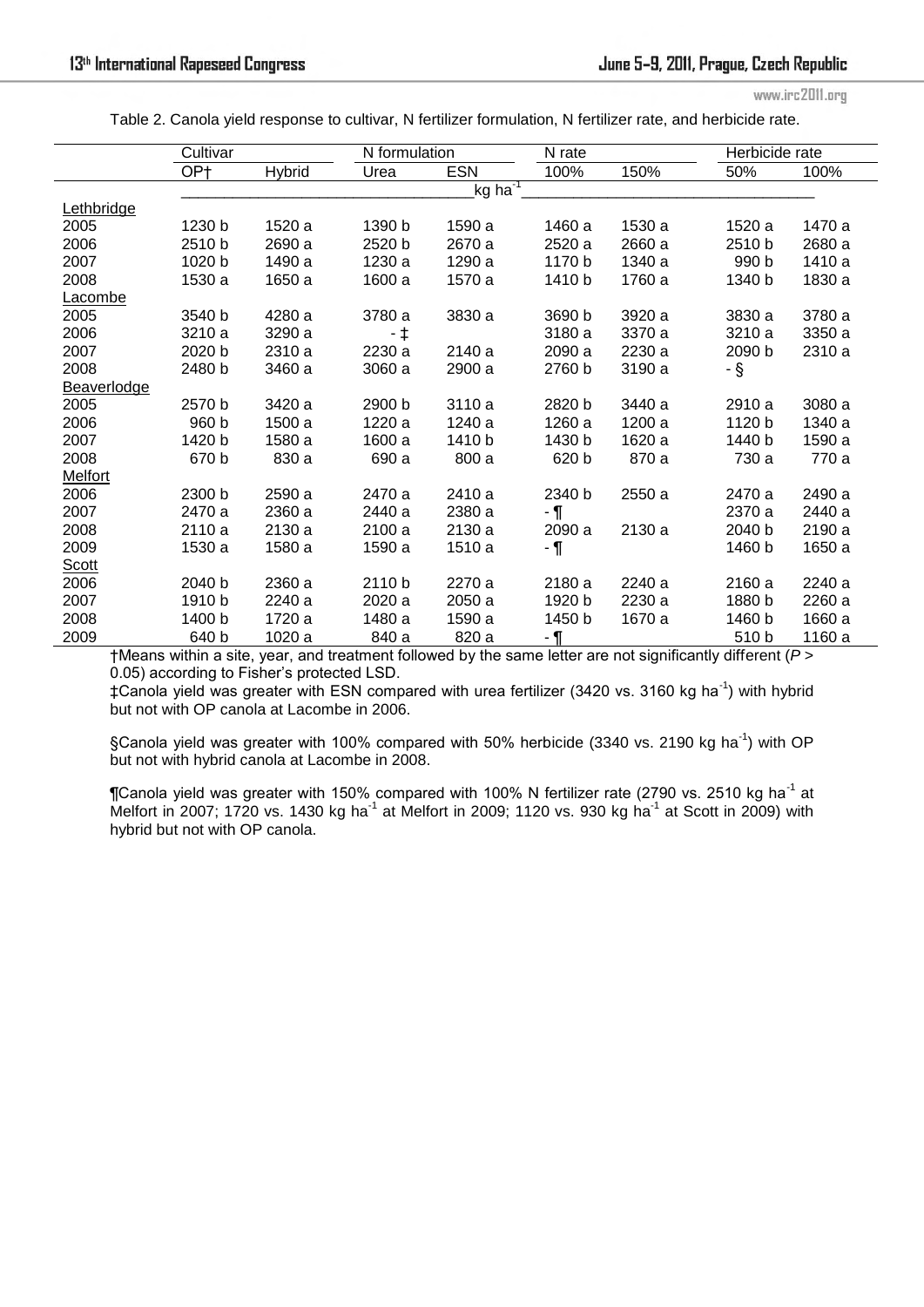Table 2. Canola yield response to cultivar, N fertilizer formulation, N fertilizer rate, and herbicide rate.

| | Cultivar | | N formulation | | N rate | | Herbicide rate | |
|---|---|---|---|---|---|---|---|---|
| | OP† | Hybrid | Urea | ESN | 100% | 150% | 50% | 100% |
| | kg ha$^{-1}$ | | | | | | | |
| Lethbridge | | | | | | | | |
| 2005 | 1230 b | 1520 a | 1390 b | 1590 a | 1460 a | 1530 a | 1520 a | 1470 a |
| 2006 | 2510 b | 2690 a | 2520 b | 2670 a | 2520 a | 2660 a | 2510 b | 2680 a |
| 2007 | 1020 b | 1490 a | 1230 a | 1290 a | 1170 b | 1340 a | 990 b | 1410 a |
| 2008 | 1530 a | 1650 a | 1600 a | 1570 a | 1410 b | 1760 a | 1340 b | 1830 a |
| Lacombe | | | | | | | | |
| 2005 | 3540 b | 4280 a | 3780 a | 3830 a | 3690 b | 3920 a | 3830 a | 3780 a |
| 2006 | 3210 a | 3290 a | - ‡ | | 3180 a | 3370 a | 3210 a | 3350 a |
| 2007 | 2020 b | 2310 a | 2230 a | 2140 a | 2090 a | 2230 a | 2090 b | 2310 a |
| 2008 | 2480 b | 3460 a | 3060 a | 2900 a | 2760 b | 3190 a | - § | |
| Beaverlodge | | | | | | | | |
| 2005 | 2570 b | 3420 a | 2900 b | 3110 a | 2820 b | 3440 a | 2910 a | 3080 a |
| 2006 | 960 b | 1500 a | 1220 a | 1240 a | 1260 a | 1200 a | 1120 b | 1340 a |
| 2007 | 1420 b | 1580 a | 1600 a | 1410 b | 1430 b | 1620 a | 1440 b | 1590 a |
| 2008 | 670 b | 830 a | 690 a | 800 a | 620 b | 870 a | 730 a | 770 a |
| Melfort | | | | | | | | |
| 2006 | 2300 b | 2590 a | 2470 a | 2410 a | 2340 b | 2550 a | 2470 a | 2490 a |
| 2007 | 2470 a | 2360 a | 2440 a | 2380 a | - ¶ | | 2370 a | 2440 a |
| 2008 | 2110 a | 2130 a | 2100 a | 2130 a | 2090 a | 2130 a | 2040 b | 2190 a |
| 2009 | 1530 a | 1580 a | 1590 a | 1510 a | - ¶ | | 1460 b | 1650 a |
| Scott | | | | | | | | |
| 2006 | 2040 b | 2360 a | 2110 b | 2270 a | 2180 a | 2240 a | 2160 a | 2240 a |
| 2007 | 1910 b | 2240 a | 2020 a | 2050 a | 1920 b | 2230 a | 1880 b | 2260 a |
| 2008 | 1400 b | 1720 a | 1480 a | 1590 a | 1450 b | 1670 a | 1460 b | 1660 a |
| 2009 | 640 b | 1020 a | 840 a | 820 a | - ¶ | | 510 b | 1160 a |

†Means within a site, year, and treatment followed by the same letter are not significantly different ($P > 0.05$) according to Fisher's protected LSD.

‡Canola yield was greater with ESN compared with urea fertilizer (3420 vs. 3160 kg ha$^{-1}$) with hybrid but not with OP canola at Lacombe in 2006.

§Canola yield was greater with 100% compared with 50% herbicide (3340 vs. 2190 kg ha$^{-1}$) with OP but not with hybrid canola at Lacombe in 2008.

¶Canola yield was greater with 150% compared with 100% N fertilizer rate (2790 vs. 2510 kg ha$^{-1}$ at Melfort in 2007; 1720 vs. 1430 kg ha$^{-1}$ at Melfort in 2009; 1120 vs. 930 kg ha$^{-1}$ at Scott in 2009) with hybrid but not with OP canola.